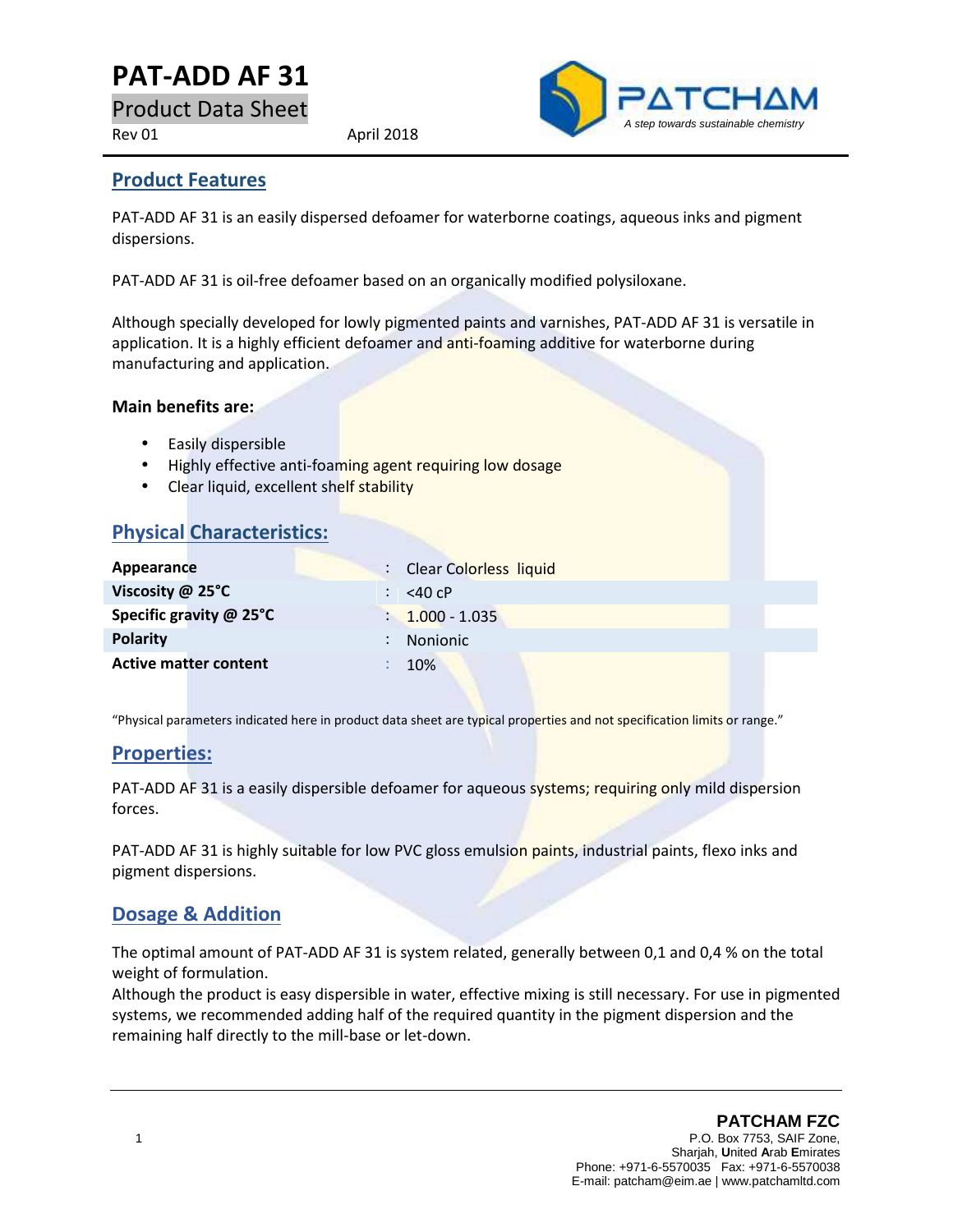# PAT-ADD AF 31

Product Data Sheet

Rev 01 April 2018

## Product Features

PAT-ADD AF 31 is an easily dispersed defoamer for waterborne coatings, aqueous inks and pigment dispersions.

PAT-ADD AF 31 is oil-free defoamer based on an organically modified polysiloxane.

Although specially developed for lowly pigmented paints and varnishes, PAT-ADD AF 31 is versatile in application. It is a highly efficient defoamer and anti-foaming additive for waterborne during manufacturing and application.

**Main benefits are:**

- Easily dispersible
- Highly effective anti-foaming agent requiring low dosage
- Clear liquid, excellent shelf stability

## Physical Characteristics:

| | |
|---|---|
| **Appearance** | Clear Colorless liquid |
| **Viscosity @ 25°C** | <40 cP |
| **Specific gravity @ 25°C** | 1.000 - 1.035 |
| **Polarity** | Nonionic |
| **Active matter content** | 10% |

"Physical parameters indicated here in product data sheet are typical properties and not specification limits or range."

## Properties:

PAT-ADD AF 31 is a easily dispersible defoamer for aqueous systems; requiring only mild dispersion forces.

PAT-ADD AF 31 is highly suitable for low PVC gloss emulsion paints, industrial paints, flexo inks and pigment dispersions.

## Dosage & Addition

The optimal amount of PAT-ADD AF 31 is system related, generally between 0,1 and 0,4 % on the total weight of formulation.
Although the product is easy dispersible in water, effective mixing is still necessary. For use in pigmented systems, we recommended adding half of the required quantity in the pigment dispersion and the remaining half directly to the mill-base or let-down.

**PATCHAM FZC**
P.O. Box 7753, SAIF Zone,
Sharjah, **U**nited **A**rab **E**mirates
Phone: +971-6-5570035 Fax: +971-6-5570038
E-mail: patcham@eim.ae | www.patchamltd.com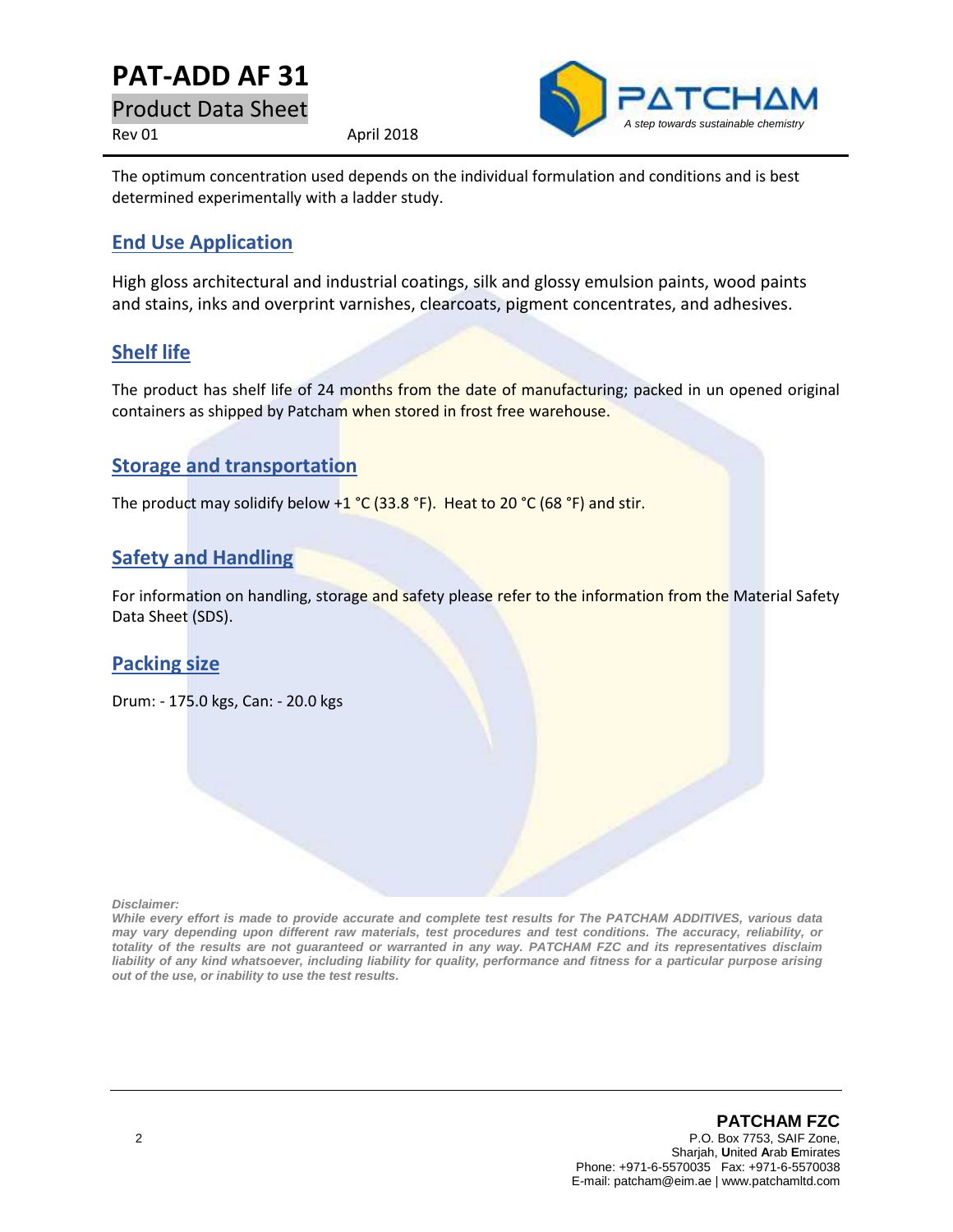The optimum concentration used depends on the individual formulation and conditions and is best determined experimentally with a ladder study.

## End Use Application

High gloss architectural and industrial coatings, silk and glossy emulsion paints, wood paints and stains, inks and overprint varnishes, clearcoats, pigment concentrates, and adhesives.

## Shelf life

The product has shelf life of 24 months from the date of manufacturing; packed in un opened original containers as shipped by Patcham when stored in frost free warehouse.

## Storage and transportation

The product may solidify below +1 °C (33.8 °F). Heat to 20 °C (68 °F) and stir.

## Safety and Handling

For information on handling, storage and safety please refer to the information from the Material Safety Data Sheet (SDS).

## Packing size

Drum: - 175.0 kgs, Can: - 20.0 kgs

***Disclaimer:***

***While every effort is made to provide accurate and complete test results for The PATCHAM ADDITIVES, various data may vary depending upon different raw materials, test procedures and test conditions. The accuracy, reliability, or totality of the results are not guaranteed or warranted in any way. PATCHAM FZC and its representatives disclaim liability of any kind whatsoever, including liability for quality, performance and fitness for a particular purpose arising out of the use, or inability to use the test results.***

**PATCHAM FZC**
P.O. Box 7753, SAIF Zone,
Sharjah, **U**nited **A**rab **E**mirates
Phone: +971-6-5570035 Fax: +971-6-5570038
E-mail: patcham@eim.ae | www.patchamltd.com